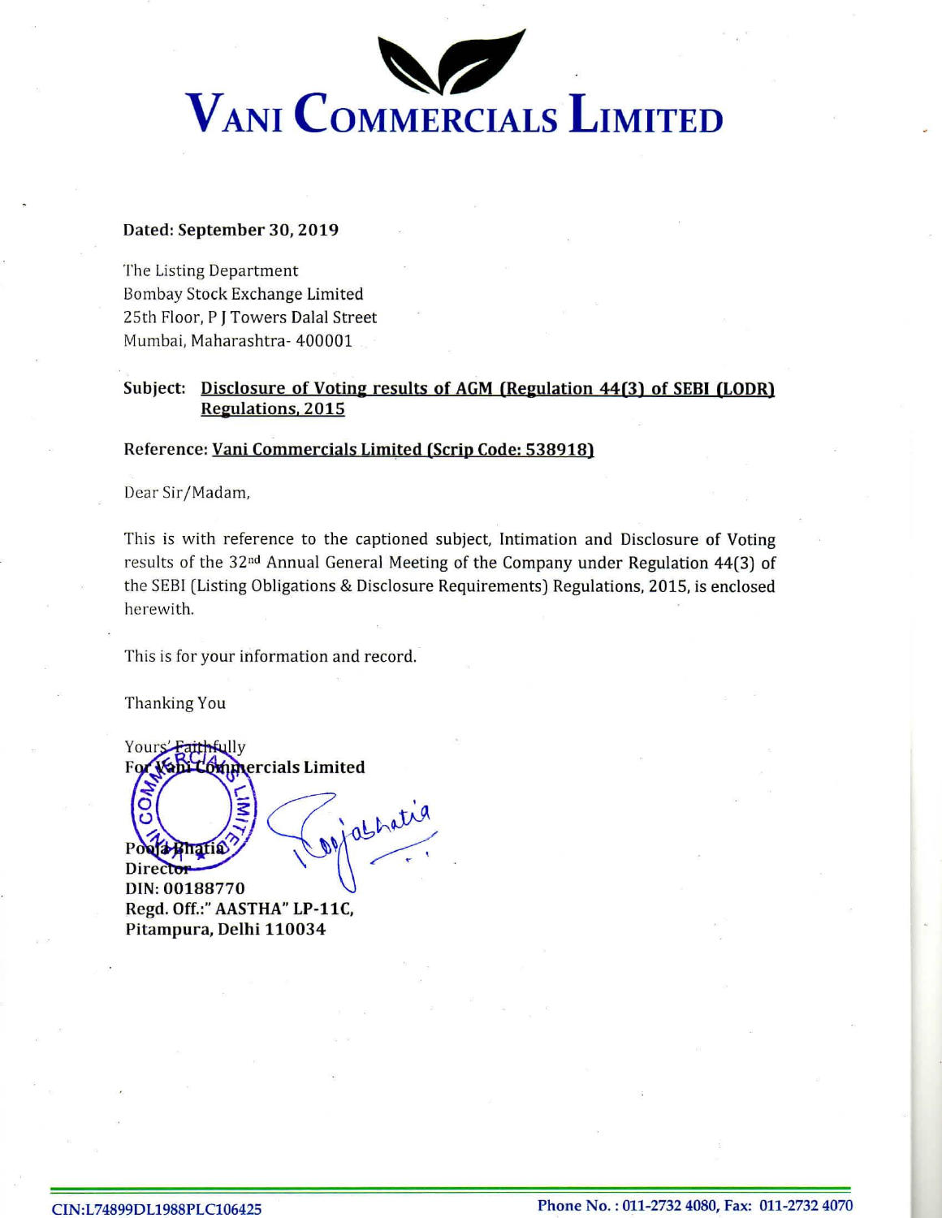# VANI COMMERCIALS LIMITED

**Dated: September 30, 2019**

The Listing Department
Bombay Stock Exchange Limited
25th Floor, P J Towers Dalal Street
Mumbai, Maharashtra- 400001

**Subject:** **Disclosure of Voting results of AGM (Regulation 44(3) of SEBI (LODR) Regulations, 2015**

**Reference: Vani Commercials Limited (Scrip Code: 538918)**

Dear Sir/Madam,

This is with reference to the captioned subject, Intimation and Disclosure of Voting results of the 32nd Annual General Meeting of the Company under Regulation 44(3) of the SEBI (Listing Obligations & Disclosure Requirements) Regulations, 2015, is enclosed herewith.

This is for your information and record.

Thanking You

Yours Faithfully
**For Vani Commercials Limited**

**Pooja Bhatia**
**Director**
**DIN: 00188770**
**Regd. Off.:" AASTHA" LP-11C,**
**Pitampura, Delhi 110034**

**CIN:L74899DL1988PLC106425** **Phone No. : 011-2732 4080, Fax: 011-2732 4070**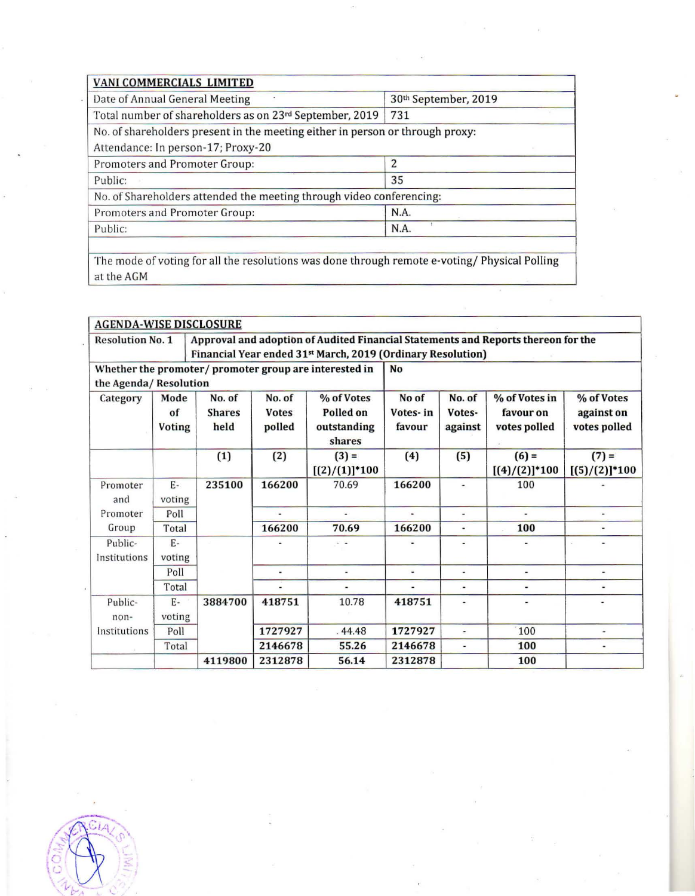| VANI COMMERCIALS LIMITED | |
|---|---|
| Date of Annual General Meeting | 30th September, 2019 |
| Total number of shareholders as on 23rd September, 2019 | 731 |
| No. of shareholders present in the meeting either in person or through proxy: Attendance: In person-17; Proxy-20 | |
| Promoters and Promoter Group: | 2 |
| Public: | 35 |
| No. of Shareholders attended the meeting through video conferencing: | |
| Promoters and Promoter Group: | N.A. |
| Public: | N.A. |
| | |
| The mode of voting for all the resolutions was done through remote e-voting/ Physical Polling at the AGM | |

| AGENDA-WISE DISCLOSURE | | | | | | | | |
|---|---|---|---|---|---|---|---|---|
| **Resolution No. 1** | **Approval and adoption of Audited Financial Statements and Reports thereon for the Financial Year ended 31st March, 2019 (Ordinary Resolution)** | | | | | | | |
| **Whether the promoter/ promoter group are interested in the Agenda/ Resolution** | | | | **No** | | | | |
| **Category** | **Mode of Voting** | **No. of Shares held** | **No. of Votes polled** | **% of Votes Polled on outstanding shares** | **No of Votes- in favour** | **No. of Votes- against** | **% of Votes in favour on votes polled** | **% of Votes against on votes polled** |
| | | **(1)** | **(2)** | **(3) = [(2)/(1)]*100** | **(4)** | **(5)** | **(6) = [(4)/(2)]*100** | **(7) = [(5)/(2)]*100** |
| Promoter and Promoter Group | E-voting | **235100** | **166200** | 70.69 | **166200** | - | 100 | - |
| | Poll | | - | - | - | - | - | - |
| | Total | | **166200** | **70.69** | **166200** | - | **100** | - |
| Public-Institutions | E-voting | | - | - | - | - | - | - |
| | Poll | | - | - | - | - | - | - |
| | Total | | - | - | - | - | - | - |
| Public-non-Institutions | E-voting | **3884700** | **418751** | 10.78 | **418751** | - | - | - |
| | Poll | | **1727927** | 44.48 | **1727927** | - | 100 | - |
| | Total | | **2146678** | **55.26** | **2146678** | - | **100** | - |
| | | **4119800** | **2312878** | **56.14** | **2312878** | | **100** | |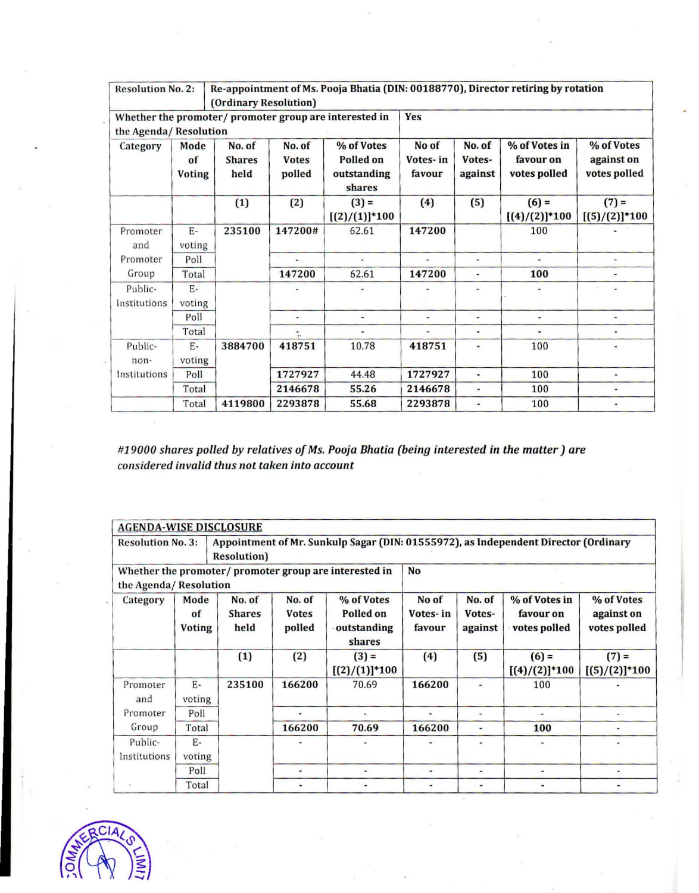| Resolution No. 2: | Re-appointment of Ms. Pooja Bhatia (DIN: 00188770), Director retiring by rotation (Ordinary Resolution) | | | | | | | |
|---|---|---|---|---|---|---|---|---|
| Whether the promoter/ promoter group are interested in the Agenda/ Resolution | | | | | Yes | | | |
| Category | Mode of Voting | No. of Shares held | No. of Votes polled | % of Votes Polled on outstanding shares | No of Votes- in favour | No. of Votes- against | % of Votes in favour on votes polled | % of Votes against on votes polled |
| | | (1) | (2) | (3) = [(2)/(1)]*100 | (4) | (5) | (6) = [(4)/(2)]*100 | (7) = [(5)/(2)]*100 |
| Promoter and Promoter Group | E-voting | 235100 | 147200# | 62.61 | 147200 | | 100 | - |
| | Poll | | - | - | - | - | - | - |
| | Total | | 147200 | 62.61 | 147200 | - | 100 | - |
| Public-Institutions | E-voting | | - | - | - | - | - | - |
| | Poll | | - | - | - | - | - | - |
| | Total | | - | - | - | - | - | - |
| Public-non-Institutions | E-voting | 3884700 | 418751 | 10.78 | 418751 | - | 100 | - |
| | Poll | | 1727927 | 44.48 | 1727927 | - | 100 | - |
| | Total | | 2146678 | 55.26 | 2146678 | - | 100 | - |
| | Total | 4119800 | 2293878 | 55.68 | 2293878 | - | 100 | - |

*#19000 shares polled by relatives of Ms. Pooja Bhatia (being interested in the matter ) are considered invalid thus not taken into account*

| AGENDA-WISE DISCLOSURE | | | | | | | | |
|---|---|---|---|---|---|---|---|---|
| Resolution No. 3: | Appointment of Mr. Sunkulp Sagar (DIN: 01555972), as Independent Director (Ordinary Resolution) | | | | | | | |
| Whether the promoter/ promoter group are interested in the Agenda/ Resolution | | | | | No | | | |
| Category | Mode of Voting | No. of Shares held | No. of Votes polled | % of Votes Polled on outstanding shares | No of Votes- in favour | No. of Votes- against | % of Votes in favour on votes polled | % of Votes against on votes polled |
| | | (1) | (2) | (3) = [(2)/(1)]*100 | (4) | (5) | (6) = [(4)/(2)]*100 | (7) = [(5)/(2)]*100 |
| Promoter and Promoter Group | E-voting | 235100 | 166200 | 70.69 | 166200 | - | 100 | - |
| | Poll | | - | - | - | - | - | - |
| | Total | | 166200 | 70.69 | 166200 | - | 100 | - |
| Public-Institutions | E-voting | | - | - | - | - | - | - |
| | Poll | | - | - | - | - | - | - |
| | Total | | - | - | - | - | - | - |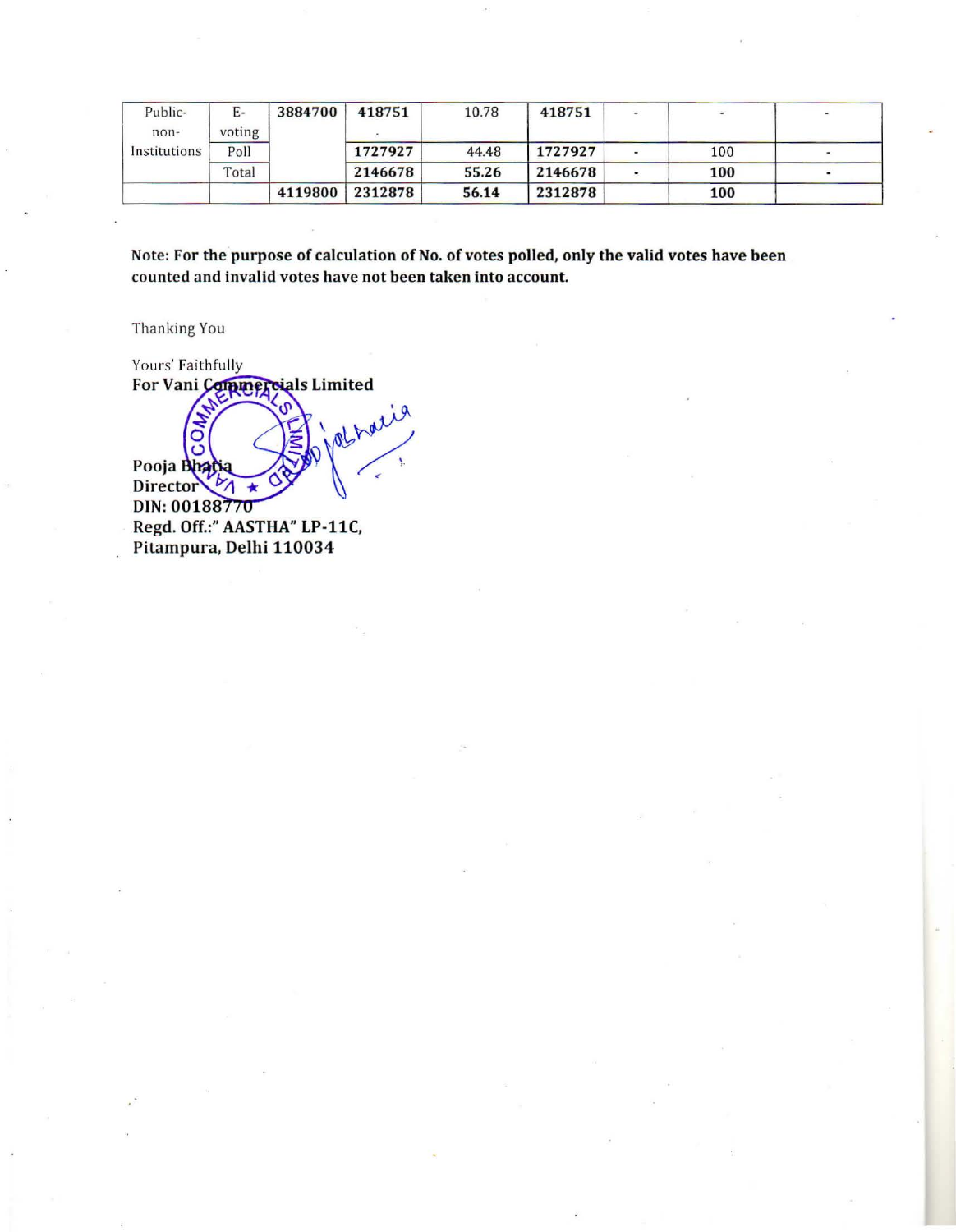| | | | | | | | | |
|---|---|---|---|---|---|---|---|---|
| Public-non-Institutions | E-voting | 3884700 | 418751 | 10.78 | 418751 | - | - | - |
| | Poll | | 1727927 | 44.48 | 1727927 | - | 100 | - |
| | Total | | 2146678 | 55.26 | 2146678 | - | 100 | - |
| | | 4119800 | 2312878 | 56.14 | 2312878 | | 100 | |

**Note: For the purpose of calculation of No. of votes polled, only the valid votes have been counted and invalid votes have not been taken into account.**

Thanking You

Yours' Faithfully
**For Vani Commercials Limited**

**Pooja Bhatia**
**Director**
**DIN: 00188770**
**Regd. Off.:" AASTHA" LP-11C,**
**Pitampura, Delhi 110034**